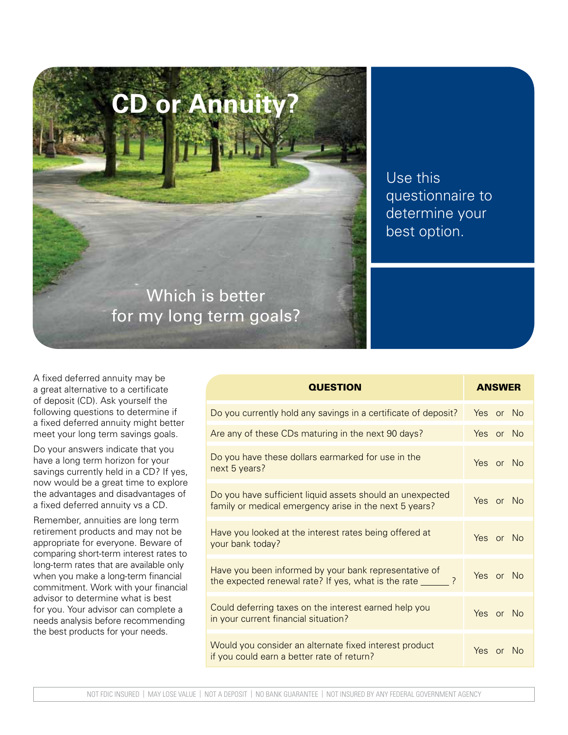# CD or Annuity?

## Which is better for my long term goals?

Use this questionnaire to determine your best option.

A fixed deferred annuity may be a great alternative to a certificate of deposit (CD). Ask yourself the following questions to determine if a fixed deferred annuity might better meet your long term savings goals.

Do your answers indicate that you have a long term horizon for your savings currently held in a CD? If yes, now would be a great time to explore the advantages and disadvantages of a fixed deferred annuity vs a CD.

Remember, annuities are long term retirement products and may not be appropriate for everyone. Beware of comparing short-term interest rates to long-term rates that are available only when you make a long-term financial commitment. Work with your financial advisor to determine what is best for you. Your advisor can complete a needs analysis before recommending the best products for your needs.

| QUESTION | ANSWER |
|---|---|
| Do you currently hold any savings in a certificate of deposit? | Yes or No |
| Are any of these CDs maturing in the next 90 days? | Yes or No |
| Do you have these dollars earmarked for use in the next 5 years? | Yes or No |
| Do you have sufficient liquid assets should an unexpected family or medical emergency arise in the next 5 years? | Yes or No |
| Have you looked at the interest rates being offered at your bank today? | Yes or No |
| Have you been informed by your bank representative of the expected renewal rate? If yes, what is the rate ______ ? | Yes or No |
| Could deferring taxes on the interest earned help you in your current financial situation? | Yes or No |
| Would you consider an alternate fixed interest product if you could earn a better rate of return? | Yes or No |

NOT FDIC INSURED | MAY LOSE VALUE | NOT A DEPOSIT | NO BANK GUARANTEE | NOT INSURED BY ANY FEDERAL GOVERNMENT AGENCY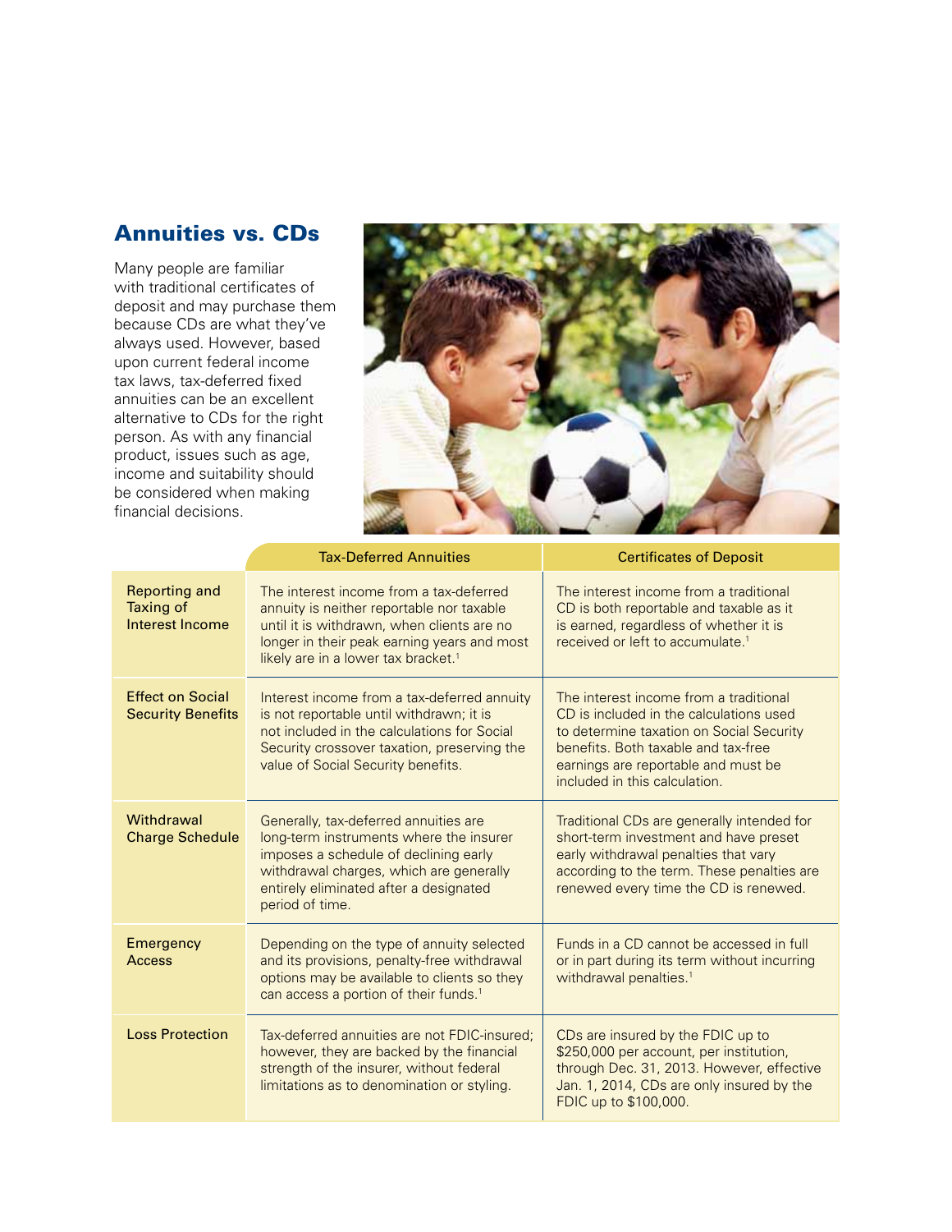## Annuities vs. CDs

Many people are familiar with traditional certificates of deposit and may purchase them because CDs are what they've always used. However, based upon current federal income tax laws, tax-deferred fixed annuities can be an excellent alternative to CDs for the right person. As with any financial product, issues such as age, income and suitability should be considered when making financial decisions.

| | Tax-Deferred Annuities | Certificates of Deposit |
|---|---|---|
| Reporting and Taxing of Interest Income | The interest income from a tax-deferred annuity is neither reportable nor taxable until it is withdrawn, when clients are no longer in their peak earning years and most likely are in a lower tax bracket.[1] | The interest income from a traditional CD is both reportable and taxable as it is earned, regardless of whether it is received or left to accumulate.[1] |
| Effect on Social Security Benefits | Interest income from a tax-deferred annuity is not reportable until withdrawn; it is not included in the calculations for Social Security crossover taxation, preserving the value of Social Security benefits. | The interest income from a traditional CD is included in the calculations used to determine taxation on Social Security benefits. Both taxable and tax-free earnings are reportable and must be included in this calculation. |
| Withdrawal Charge Schedule | Generally, tax-deferred annuities are long-term instruments where the insurer imposes a schedule of declining early withdrawal charges, which are generally entirely eliminated after a designated period of time. | Traditional CDs are generally intended for short-term investment and have preset early withdrawal penalties that vary according to the term. These penalties are renewed every time the CD is renewed. |
| Emergency Access | Depending on the type of annuity selected and its provisions, penalty-free withdrawal options may be available to clients so they can access a portion of their funds.[1] | Funds in a CD cannot be accessed in full or in part during its term without incurring withdrawal penalties.[1] |
| Loss Protection | Tax-deferred annuities are not FDIC-insured; however, they are backed by the financial strength of the insurer, without federal limitations as to denomination or styling. | CDs are insured by the FDIC up to $250,000 per account, per institution, through Dec. 31, 2013. However, effective Jan. 1, 2014, CDs are only insured by the FDIC up to $100,000. |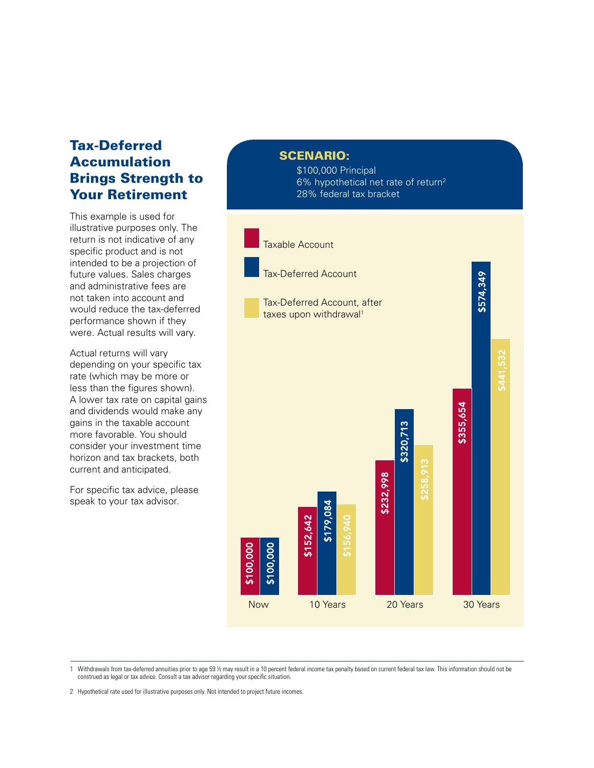# Tax-Deferred Accumulation Brings Strength to Your Retirement

This example is used for illustrative purposes only. The return is not indicative of any specific product and is not intended to be a projection of future values. Sales charges and administrative fees are not taken into account and would reduce the tax-deferred performance shown if they were. Actual results will vary.

Actual returns will vary depending on your specific tax rate (which may be more or less than the figures shown). A lower tax rate on capital gains and dividends would make any gains in the taxable account more favorable. You should consider your investment time horizon and tax brackets, both current and anticipated.

For specific tax advice, please speak to your tax advisor.

**SCENARIO:**

$100,000 Principal
6% hypothetical net rate of return[2]
28% federal tax bracket

| | Taxable Account | Tax-Deferred Account | Tax-Deferred Account, after taxes upon withdrawal[1] |
|---|---|---|---|
| Now | $100,000 | $100,000 | |
| 10 Years | $152,642 | $179,084 | $156,940 |
| 20 Years | $232,998 | $320,713 | $258,913 |
| 30 Years | $355,654 | $574,349 | $441,532 |

1 Withdrawals from tax-deferred annuities prior to age 59 ½ may result in a 10 percent federal income tax penalty based on current federal tax law. This information should not be construed as legal or tax advice. Consult a tax advisor regarding your specific situation.

2 Hypothetical rate used for illustrative purposes only. Not intended to project future incomes.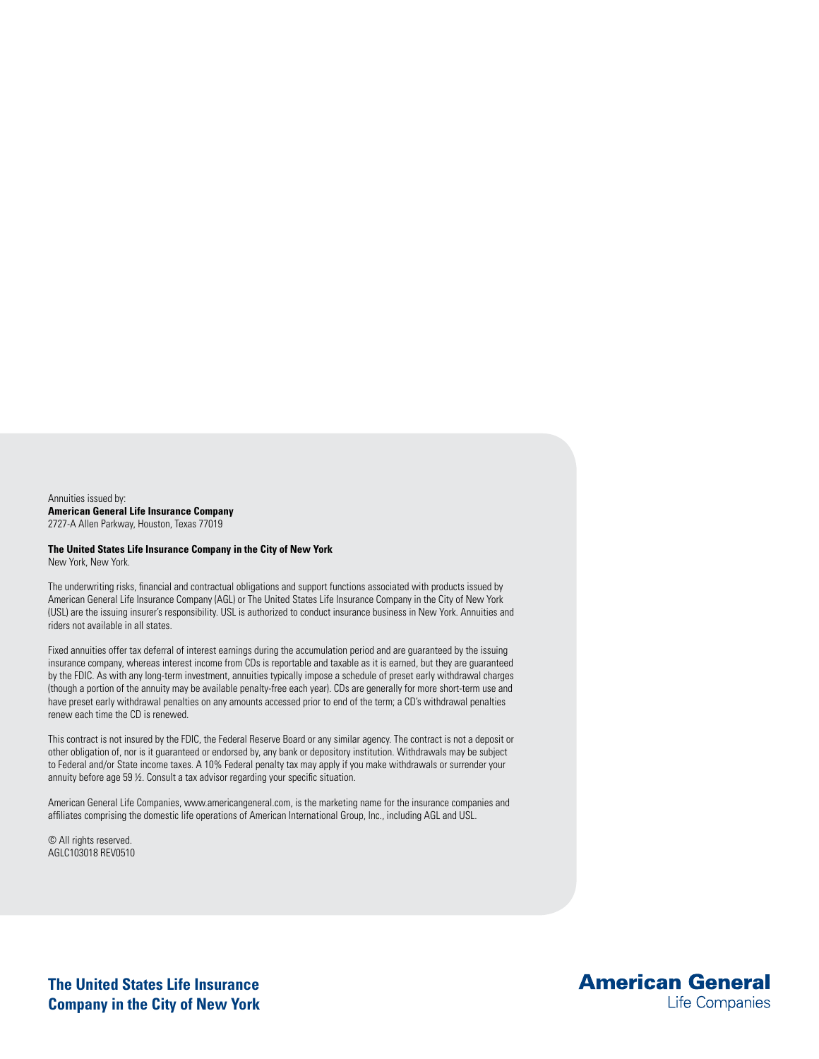Annuities issued by:
**American General Life Insurance Company**
2727-A Allen Parkway, Houston, Texas 77019

**The United States Life Insurance Company in the City of New York**
New York, New York.

The underwriting risks, financial and contractual obligations and support functions associated with products issued by American General Life Insurance Company (AGL) or The United States Life Insurance Company in the City of New York (USL) are the issuing insurer's responsibility. USL is authorized to conduct insurance business in New York. Annuities and riders not available in all states.

Fixed annuities offer tax deferral of interest earnings during the accumulation period and are guaranteed by the issuing insurance company, whereas interest income from CDs is reportable and taxable as it is earned, but they are guaranteed by the FDIC. As with any long-term investment, annuities typically impose a schedule of preset early withdrawal charges (though a portion of the annuity may be available penalty-free each year). CDs are generally for more short-term use and have preset early withdrawal penalties on any amounts accessed prior to end of the term; a CD's withdrawal penalties renew each time the CD is renewed.

This contract is not insured by the FDIC, the Federal Reserve Board or any similar agency. The contract is not a deposit or other obligation of, nor is it guaranteed or endorsed by, any bank or depository institution. Withdrawals may be subject to Federal and/or State income taxes. A 10% Federal penalty tax may apply if you make withdrawals or surrender your annuity before age 59 ½. Consult a tax advisor regarding your specific situation.

American General Life Companies, www.americangeneral.com, is the marketing name for the insurance companies and affiliates comprising the domestic life operations of American International Group, Inc., including AGL and USL.

© All rights reserved.
AGLC103018 REV0510

**The United States Life Insurance Company in the City of New York**

**American General**
Life Companies